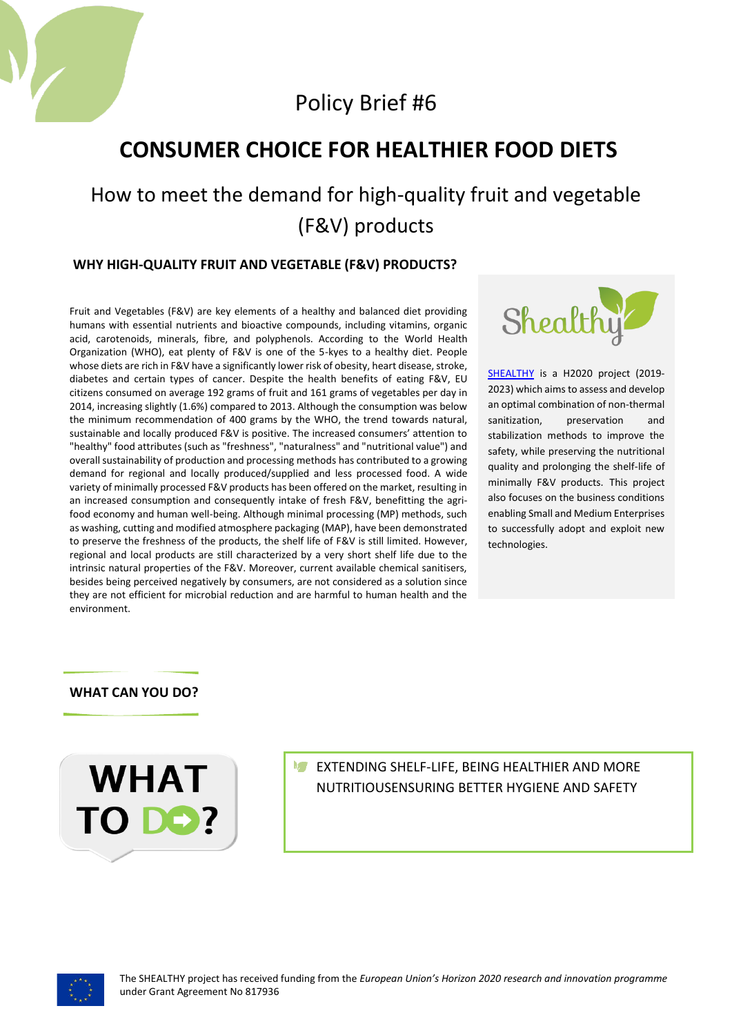Policy Brief #6

# CONSUMER CHOICE FOR HEALTHIER FOOD DIETS

## How to meet the demand for high-quality fruit and vegetable (F&V) products

### WHY HIGH-QUALITY FRUIT AND VEGETABLE (F&V) PRODUCTS?

Fruit and Vegetables (F&V) are key elements of a healthy and balanced diet providing humans with essential nutrients and bioactive compounds, including vitamins, organic acid, carotenoids, minerals, fibre, and polyphenols. According to the World Health Organization (WHO), eat plenty of F&V is one of the 5-kyes to a healthy diet. People whose diets are rich in F&V have a significantly lower risk of obesity, heart disease, stroke, diabetes and certain types of cancer. Despite the health benefits of eating F&V, EU citizens consumed on average 192 grams of fruit and 161 grams of vegetables per day in 2014, increasing slightly (1.6%) compared to 2013. Although the consumption was below the minimum recommendation of 400 grams by the WHO, the trend towards natural, sustainable and locally produced F&V is positive. The increased consumers' attention to "healthy" food attributes (such as "freshness", "naturalness" and "nutritional value") and overall sustainability of production and processing methods has contributed to a growing demand for regional and locally produced/supplied and less processed food. A wide variety of minimally processed F&V products has been offered on the market, resulting in an increased consumption and consequently intake of fresh F&V, benefitting the agri-food economy and human well-being. Although minimal processing (MP) methods, such as washing, cutting and modified atmosphere packaging (MAP), have been demonstrated to preserve the freshness of the products, the shelf life of F&V is still limited. However, regional and local products are still characterized by a very short shelf life due to the intrinsic natural properties of the F&V. Moreover, current available chemical sanitisers, besides being perceived negatively by consumers, are not considered as a solution since they are not efficient for microbial reduction and are harmful to human health and the environment.

Shealthy

SHEALTHY is a H2020 project (2019-2023) which aims to assess and develop an optimal combination of non-thermal sanitization, preservation and stabilization methods to improve the safety, while preserving the nutritional quality and prolonging the shelf-life of minimally F&V products. This project also focuses on the business conditions enabling Small and Medium Enterprises to successfully adopt and exploit new technologies.

### WHAT CAN YOU DO?

WHAT TO DO?

EXTENDING SHELF-LIFE, BEING HEALTHIER AND MORE NUTRITIOUSENSURING BETTER HYGIENE AND SAFETY

The SHEALTHY project has received funding from the *European Union's Horizon 2020 research and innovation programme* under Grant Agreement No 817936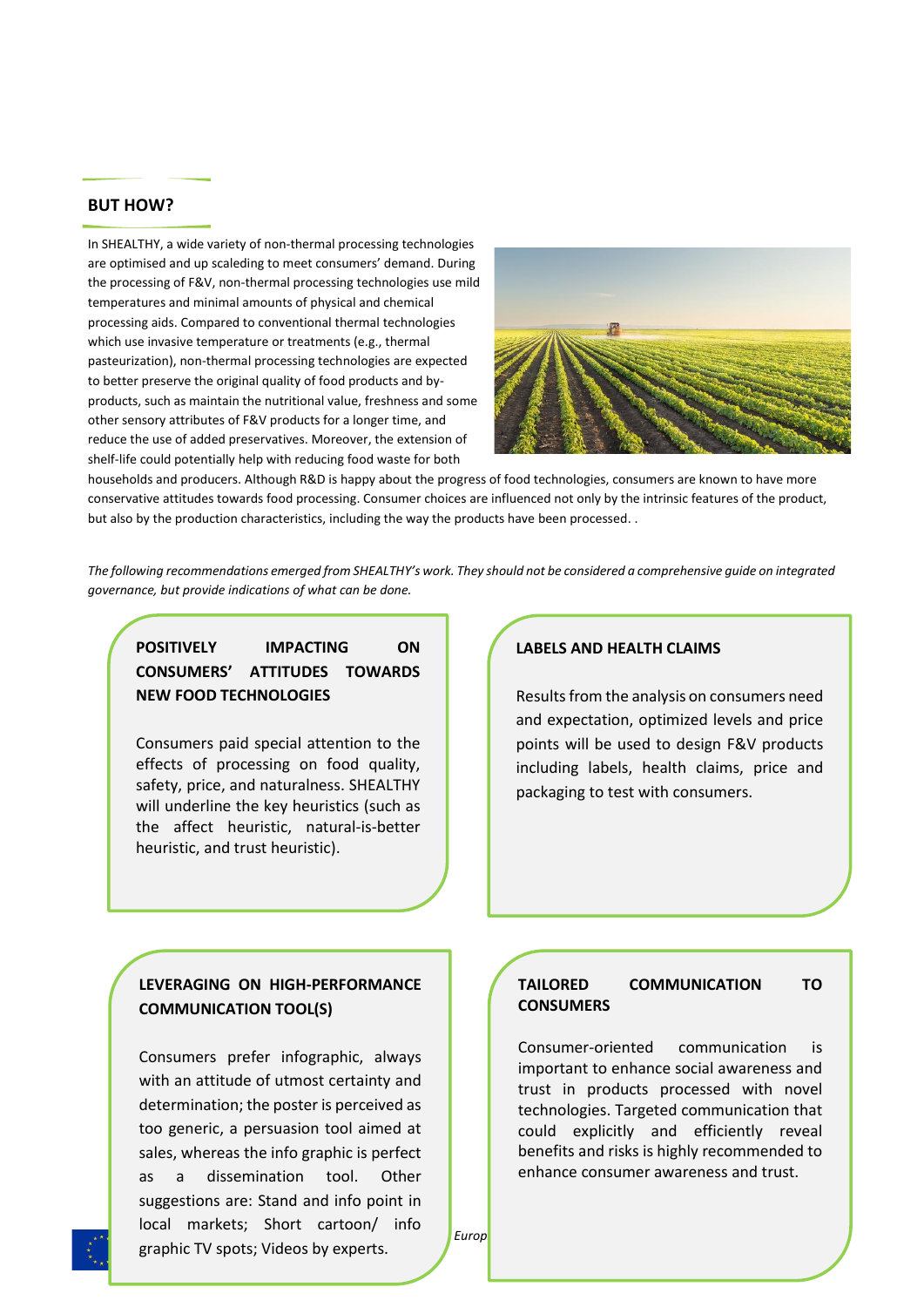## BUT HOW?

In SHEALTHY, a wide variety of non-thermal processing technologies are optimised and up scaleding to meet consumers' demand. During the processing of F&V, non-thermal processing technologies use mild temperatures and minimal amounts of physical and chemical processing aids. Compared to conventional thermal technologies which use invasive temperature or treatments (e.g., thermal pasteurization), non-thermal processing technologies are expected to better preserve the original quality of food products and by-products, such as maintain the nutritional value, freshness and some other sensory attributes of F&V products for a longer time, and reduce the use of added preservatives. Moreover, the extension of shelf-life could potentially help with reducing food waste for both households and producers. Although R&D is happy about the progress of food technologies, consumers are known to have more conservative attitudes towards food processing. Consumer choices are influenced not only by the intrinsic features of the product, but also by the production characteristics, including the way the products have been processed. .

*The following recommendations emerged from SHEALTHY's work. They should not be considered a comprehensive guide on integrated governance, but provide indications of what can be done.*

### POSITIVELY IMPACTING ON CONSUMERS' ATTITUDES TOWARDS NEW FOOD TECHNOLOGIES

Consumers paid special attention to the effects of processing on food quality, safety, price, and naturalness. SHEALTHY will underline the key heuristics (such as the affect heuristic, natural-is-better heuristic, and trust heuristic).

### LABELS AND HEALTH CLAIMS

Results from the analysis on consumers need and expectation, optimized levels and price points will be used to design F&V products including labels, health claims, price and packaging to test with consumers.

### LEVERAGING ON HIGH-PERFORMANCE COMMUNICATION TOOL(S)

Consumers prefer infographic, always with an attitude of utmost certainty and determination; the poster is perceived as too generic, a persuasion tool aimed at sales, whereas the info graphic is perfect as a dissemination tool. Other suggestions are: Stand and info point in local markets; Short cartoon/ info graphic TV spots; Videos by experts.

### TAILORED COMMUNICATION TO CONSUMERS

Consumer-oriented communication is important to enhance social awareness and trust in products processed with novel technologies. Targeted communication that could explicitly and efficiently reveal benefits and risks is highly recommended to enhance consumer awareness and trust.